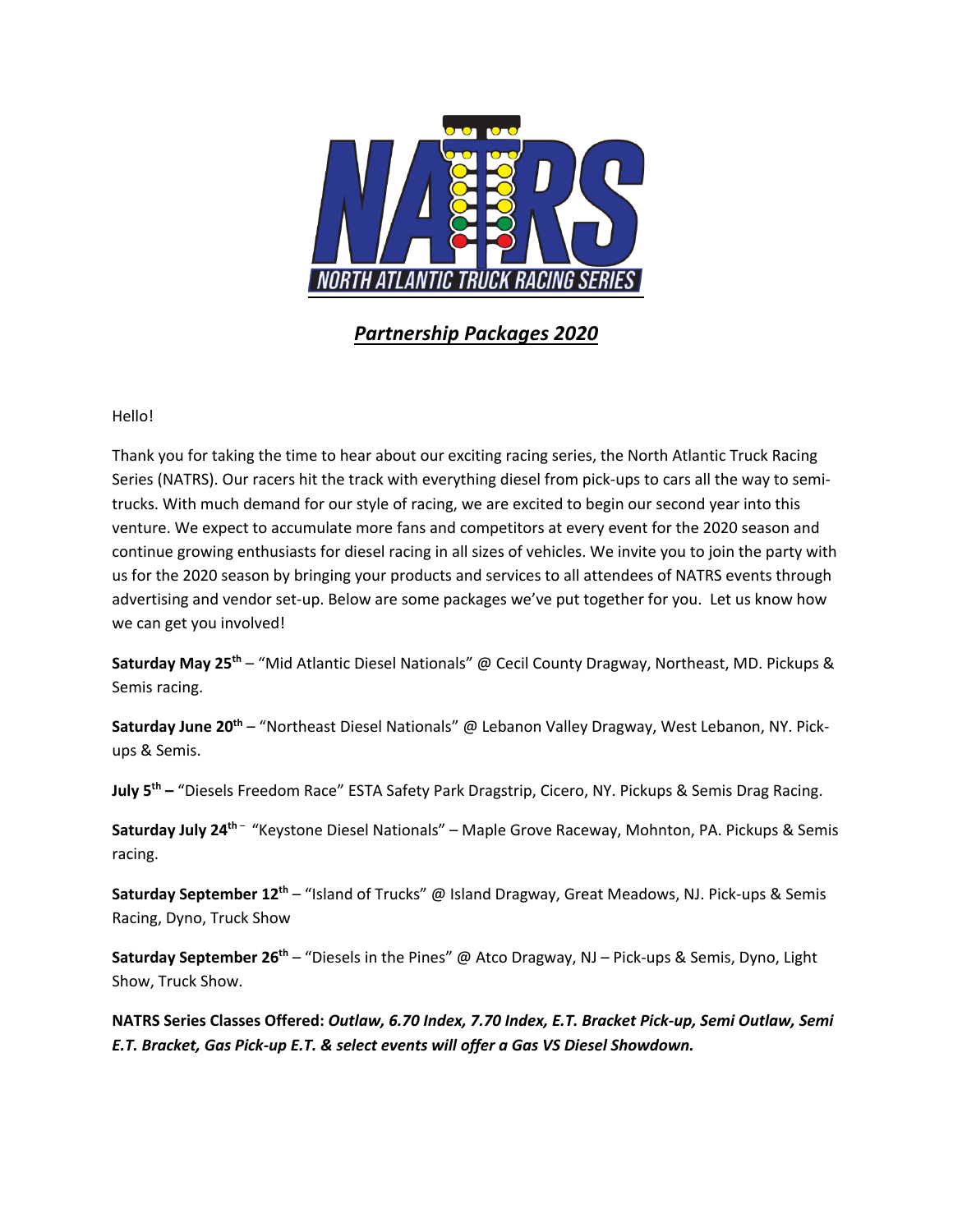NATRS

NORTH ATLANTIC TRUCK RACING SERIES

## *Partnership Packages 2020*

Hello!

Thank you for taking the time to hear about our exciting racing series, the North Atlantic Truck Racing Series (NATRS). Our racers hit the track with everything diesel from pick-ups to cars all the way to semi-trucks. With much demand for our style of racing, we are excited to begin our second year into this venture. We expect to accumulate more fans and competitors at every event for the 2020 season and continue growing enthusiasts for diesel racing in all sizes of vehicles. We invite you to join the party with us for the 2020 season by bringing your products and services to all attendees of NATRS events through advertising and vendor set-up. Below are some packages we've put together for you. Let us know how we can get you involved!

**Saturday May 25th** – "Mid Atlantic Diesel Nationals" @ Cecil County Dragway, Northeast, MD. Pickups & Semis racing.

**Saturday June 20th** – "Northeast Diesel Nationals" @ Lebanon Valley Dragway, West Lebanon, NY. Pick-ups & Semis.

**July 5th –** "Diesels Freedom Race" ESTA Safety Park Dragstrip, Cicero, NY. Pickups & Semis Drag Racing.

**Saturday July 24th** – "Keystone Diesel Nationals" – Maple Grove Raceway, Mohnton, PA. Pickups & Semis racing.

**Saturday September 12th** – "Island of Trucks" @ Island Dragway, Great Meadows, NJ. Pick-ups & Semis Racing, Dyno, Truck Show

**Saturday September 26th** – "Diesels in the Pines" @ Atco Dragway, NJ – Pick-ups & Semis, Dyno, Light Show, Truck Show.

**NATRS Series Classes Offered:** ***Outlaw, 6.70 Index, 7.70 Index, E.T. Bracket Pick-up, Semi Outlaw, Semi E.T. Bracket, Gas Pick-up E.T. & select events will offer a Gas VS Diesel Showdown.***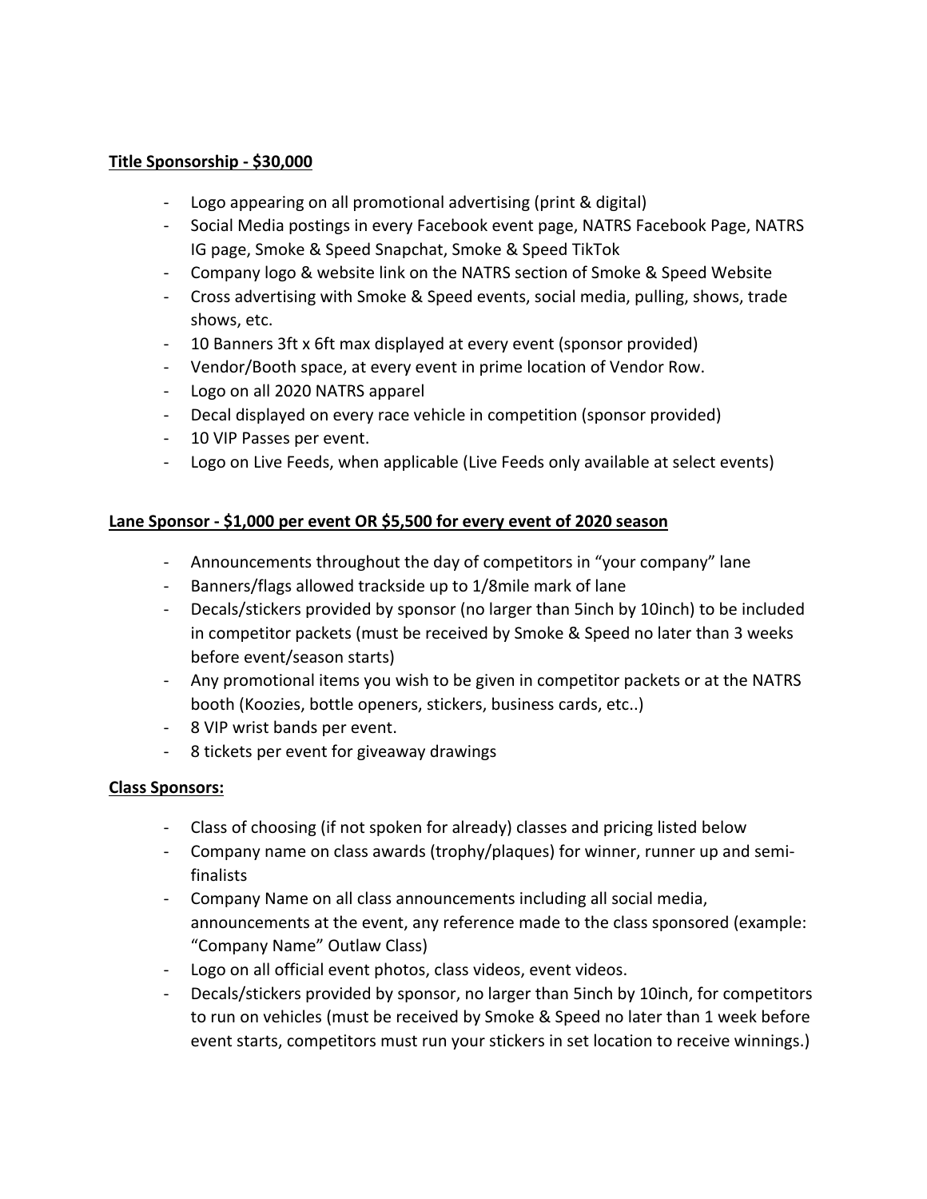**Title Sponsorship - $30,000**

- Logo appearing on all promotional advertising (print & digital)
- Social Media postings in every Facebook event page, NATRS Facebook Page, NATRS IG page, Smoke & Speed Snapchat, Smoke & Speed TikTok
- Company logo & website link on the NATRS section of Smoke & Speed Website
- Cross advertising with Smoke & Speed events, social media, pulling, shows, trade shows, etc.
- 10 Banners 3ft x 6ft max displayed at every event (sponsor provided)
- Vendor/Booth space, at every event in prime location of Vendor Row.
- Logo on all 2020 NATRS apparel
- Decal displayed on every race vehicle in competition (sponsor provided)
- 10 VIP Passes per event.
- Logo on Live Feeds, when applicable (Live Feeds only available at select events)

**Lane Sponsor - $1,000 per event OR $5,500 for every event of 2020 season**

- Announcements throughout the day of competitors in "your company" lane
- Banners/flags allowed trackside up to 1/8mile mark of lane
- Decals/stickers provided by sponsor (no larger than 5inch by 10inch) to be included in competitor packets (must be received by Smoke & Speed no later than 3 weeks before event/season starts)
- Any promotional items you wish to be given in competitor packets or at the NATRS booth (Koozies, bottle openers, stickers, business cards, etc..)
- 8 VIP wrist bands per event.
- 8 tickets per event for giveaway drawings

**Class Sponsors:**

- Class of choosing (if not spoken for already) classes and pricing listed below
- Company name on class awards (trophy/plaques) for winner, runner up and semi-finalists
- Company Name on all class announcements including all social media, announcements at the event, any reference made to the class sponsored (example: "Company Name" Outlaw Class)
- Logo on all official event photos, class videos, event videos.
- Decals/stickers provided by sponsor, no larger than 5inch by 10inch, for competitors to run on vehicles (must be received by Smoke & Speed no later than 1 week before event starts, competitors must run your stickers in set location to receive winnings.)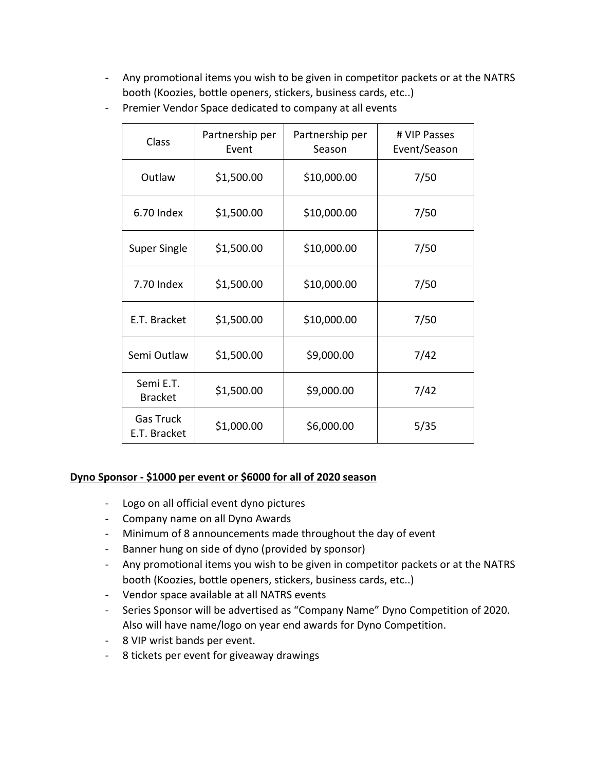- Any promotional items you wish to be given in competitor packets or at the NATRS booth (Koozies, bottle openers, stickers, business cards, etc..)
- Premier Vendor Space dedicated to company at all events

| Class | Partnership per Event | Partnership per Season | # VIP Passes Event/Season |
|---|---|---|---|
| Outlaw | $1,500.00 | $10,000.00 | 7/50 |
| 6.70 Index | $1,500.00 | $10,000.00 | 7/50 |
| Super Single | $1,500.00 | $10,000.00 | 7/50 |
| 7.70 Index | $1,500.00 | $10,000.00 | 7/50 |
| E.T. Bracket | $1,500.00 | $10,000.00 | 7/50 |
| Semi Outlaw | $1,500.00 | $9,000.00 | 7/42 |
| Semi E.T. Bracket | $1,500.00 | $9,000.00 | 7/42 |
| Gas Truck E.T. Bracket | $1,000.00 | $6,000.00 | 5/35 |

**Dyno Sponsor - $1000 per event or $6000 for all of 2020 season**

- Logo on all official event dyno pictures
- Company name on all Dyno Awards
- Minimum of 8 announcements made throughout the day of event
- Banner hung on side of dyno (provided by sponsor)
- Any promotional items you wish to be given in competitor packets or at the NATRS booth (Koozies, bottle openers, stickers, business cards, etc..)
- Vendor space available at all NATRS events
- Series Sponsor will be advertised as "Company Name" Dyno Competition of 2020. Also will have name/logo on year end awards for Dyno Competition.
- 8 VIP wrist bands per event.
- 8 tickets per event for giveaway drawings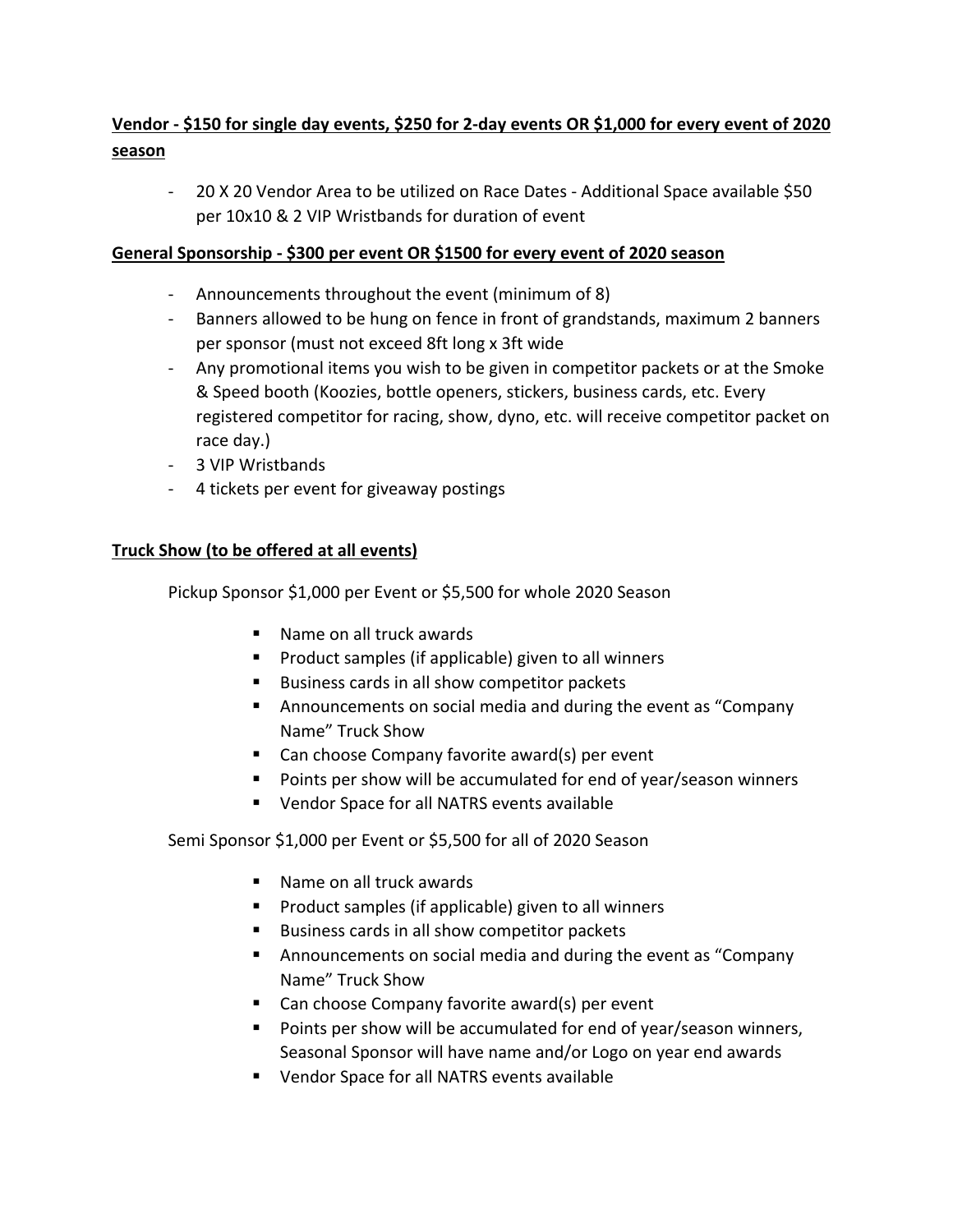**Vendor - $150 for single day events, $250 for 2-day events OR $1,000 for every event of 2020 season**

- 20 X 20 Vendor Area to be utilized on Race Dates - Additional Space available $50 per 10x10 & 2 VIP Wristbands for duration of event

**General Sponsorship - $300 per event OR $1500 for every event of 2020 season**

- Announcements throughout the event (minimum of 8)
- Banners allowed to be hung on fence in front of grandstands, maximum 2 banners per sponsor (must not exceed 8ft long x 3ft wide
- Any promotional items you wish to be given in competitor packets or at the Smoke & Speed booth (Koozies, bottle openers, stickers, business cards, etc. Every registered competitor for racing, show, dyno, etc. will receive competitor packet on race day.)
- 3 VIP Wristbands
- 4 tickets per event for giveaway postings

**Truck Show (to be offered at all events)**

Pickup Sponsor $1,000 per Event or $5,500 for whole 2020 Season

- Name on all truck awards
- Product samples (if applicable) given to all winners
- Business cards in all show competitor packets
- Announcements on social media and during the event as "Company Name" Truck Show
- Can choose Company favorite award(s) per event
- Points per show will be accumulated for end of year/season winners
- Vendor Space for all NATRS events available

Semi Sponsor $1,000 per Event or $5,500 for all of 2020 Season

- Name on all truck awards
- Product samples (if applicable) given to all winners
- Business cards in all show competitor packets
- Announcements on social media and during the event as "Company Name" Truck Show
- Can choose Company favorite award(s) per event
- Points per show will be accumulated for end of year/season winners, Seasonal Sponsor will have name and/or Logo on year end awards
- Vendor Space for all NATRS events available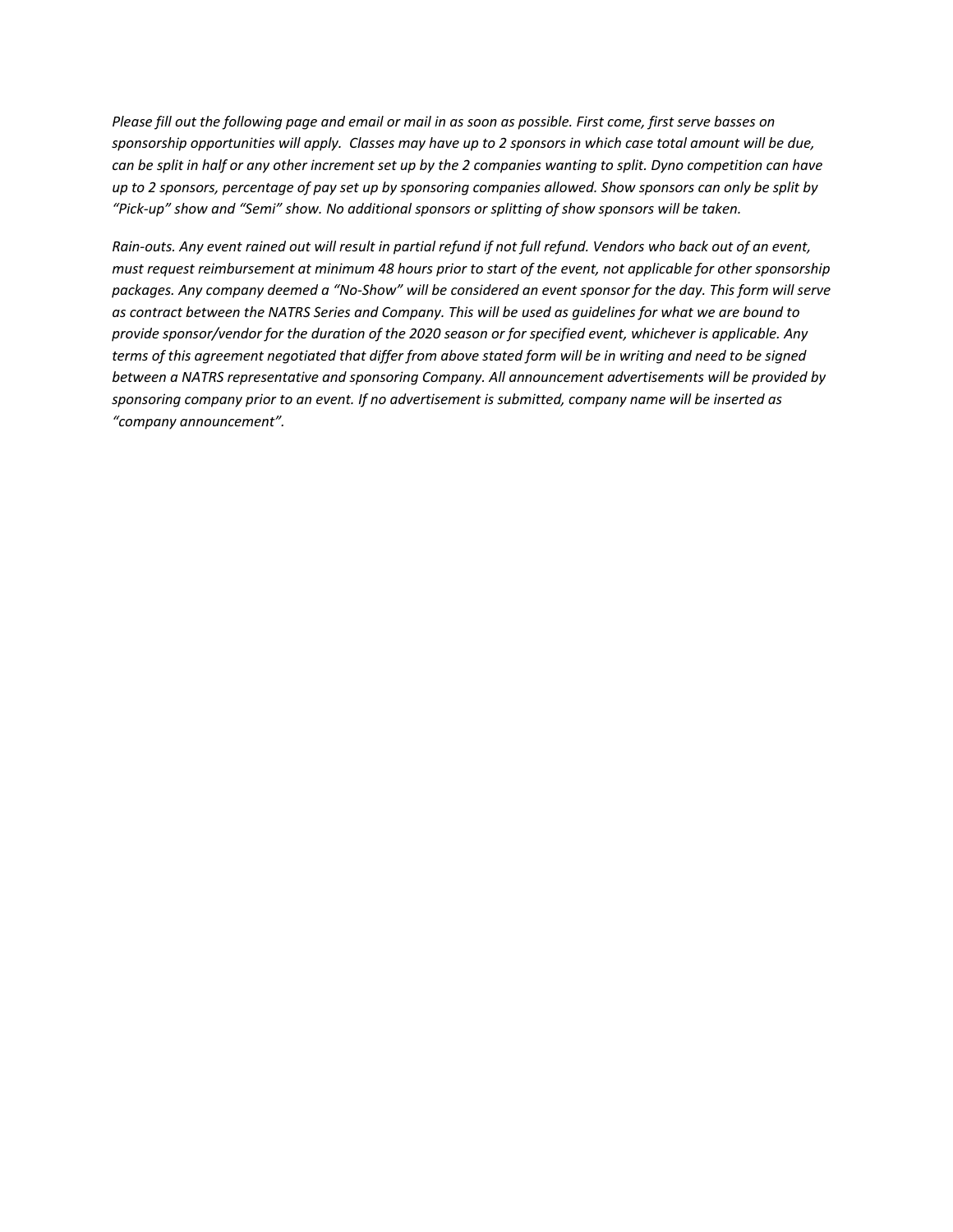*Please fill out the following page and email or mail in as soon as possible. First come, first serve basses on sponsorship opportunities will apply. Classes may have up to 2 sponsors in which case total amount will be due, can be split in half or any other increment set up by the 2 companies wanting to split. Dyno competition can have up to 2 sponsors, percentage of pay set up by sponsoring companies allowed. Show sponsors can only be split by "Pick-up" show and "Semi" show. No additional sponsors or splitting of show sponsors will be taken.*

*Rain-outs. Any event rained out will result in partial refund if not full refund. Vendors who back out of an event, must request reimbursement at minimum 48 hours prior to start of the event, not applicable for other sponsorship packages. Any company deemed a "No-Show" will be considered an event sponsor for the day. This form will serve as contract between the NATRS Series and Company. This will be used as guidelines for what we are bound to provide sponsor/vendor for the duration of the 2020 season or for specified event, whichever is applicable. Any terms of this agreement negotiated that differ from above stated form will be in writing and need to be signed between a NATRS representative and sponsoring Company. All announcement advertisements will be provided by sponsoring company prior to an event. If no advertisement is submitted, company name will be inserted as "company announcement".*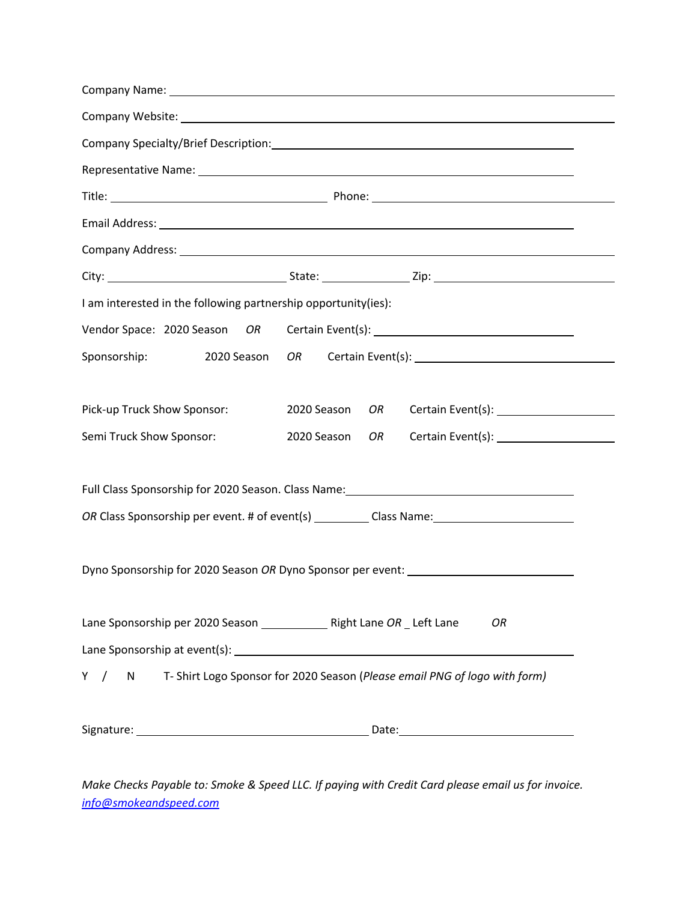Company Name: ______________________________________________________________

Company Website: ____________________________________________________________

Company Specialty/Brief Description: ________________________________________

Representative Name: ________________________________________________

Title: ______________________________ Phone: ______________________________

Email Address: ______________________________________________________

Company Address: ____________________________________________________________

City: _________________________ State: ____________ Zip: _________________________

I am interested in the following partnership opportunity(ies):

Vendor Space: 2020 Season *OR* Certain Event(s): ____________________________

Sponsorship: 2020 Season *OR* Certain Event(s): ______________________________

Pick-up Truck Show Sponsor: 2020 Season *OR* Certain Event(s): _________________

Semi Truck Show Sponsor: 2020 Season *OR* Certain Event(s): _________________

Full Class Sponsorship for 2020 Season. Class Name: ______________________________

*OR* Class Sponsorship per event. # of event(s) ________ Class Name: _____________________

Dyno Sponsorship for 2020 Season *OR* Dyno Sponsor per event: _________________________

Lane Sponsorship per 2020 Season __________ Right Lane *OR* _ Left Lane *OR*

Lane Sponsorship at event(s): ______________________________________________

Y / N T- Shirt Logo Sponsor for 2020 Season (*Please email PNG of logo with form*)

Signature: ___________________________________ Date: ___________________________

*Make Checks Payable to: Smoke & Speed LLC. If paying with Credit Card please email us for invoice.*
*info@smokeandspeed.com*